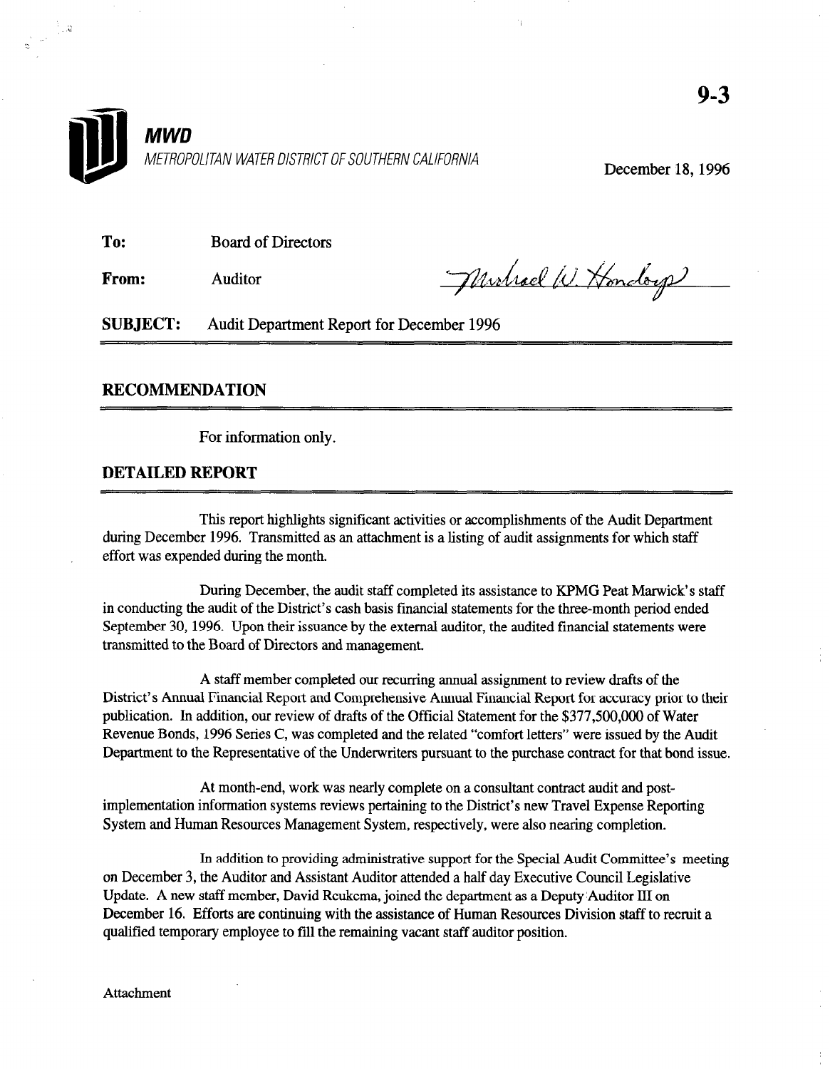9-3

**MWD**

METROPOLITAN WATER DISTRICT OF SOUTHERN CALIFORNIA

December 18, 1996

**To:** Board of Directors

**From:** Auditor

**SUBJECT:** Audit Department Report for December 1996

## RECOMMENDATION

For information only.

## DETAILED REPORT

This report highlights significant activities or accomplishments of the Audit Department during December 1996. Transmitted as an attachment is a listing of audit assignments for which staff effort was expended during the month.

During December, the audit staff completed its assistance to KPMG Peat Marwick's staff in conducting the audit of the District's cash basis financial statements for the three-month period ended September 30, 1996. Upon their issuance by the external auditor, the audited financial statements were transmitted to the Board of Directors and management.

A staff member completed our recurring annual assignment to review drafts of the District's Annual Financial Report and Comprehensive Annual Financial Report for accuracy prior to their publication. In addition, our review of drafts of the Official Statement for the $377,500,000 of Water Revenue Bonds, 1996 Series C, was completed and the related "comfort letters" were issued by the Audit Department to the Representative of the Underwriters pursuant to the purchase contract for that bond issue.

At month-end, work was nearly complete on a consultant contract audit and post-implementation information systems reviews pertaining to the District's new Travel Expense Reporting System and Human Resources Management System, respectively, were also nearing completion.

In addition to providing administrative support for the Special Audit Committee's meeting on December 3, the Auditor and Assistant Auditor attended a half day Executive Council Legislative Update. A new staff member, David Reukema, joined the department as a Deputy Auditor III on December 16. Efforts are continuing with the assistance of Human Resources Division staff to recruit a qualified temporary employee to fill the remaining vacant staff auditor position.

Attachment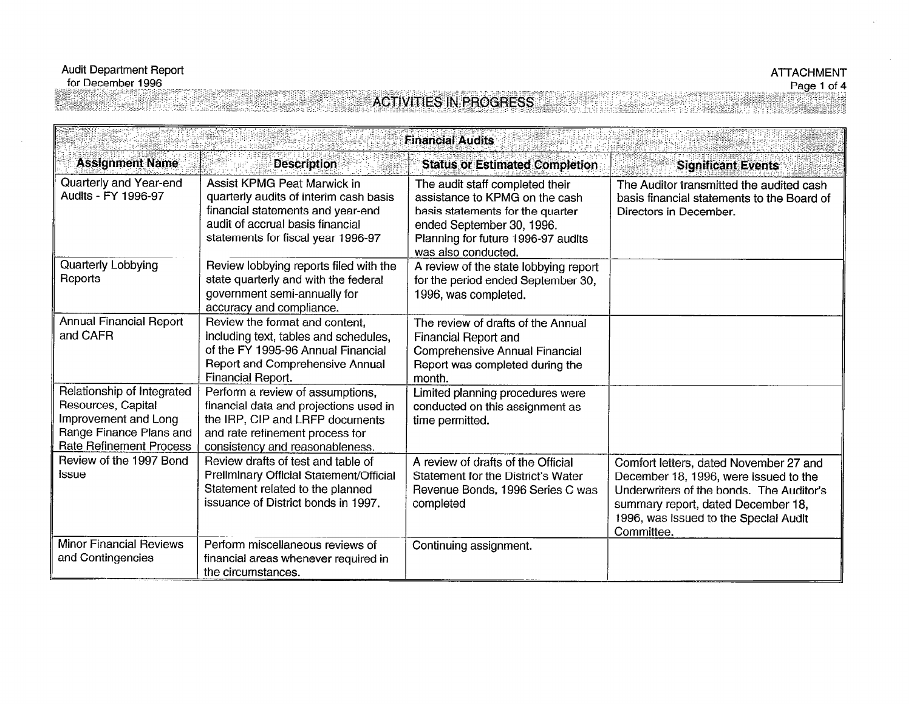Audit Department Report
for December 1996

ATTACHMENT

# ACTIVITIES IN PROGRESS

| Financial Audits | | | |
|---|---|---|---|
| **Assignment Name** | **Description** | **Status or Estimated Completion** | **Significant Events** |
| Quarterly and Year-end Audits - FY 1996-97 | Assist KPMG Peat Marwick in quarterly audits of interim cash basis financial statements and year-end audit of accrual basis financial statements for fiscal year 1996-97 | The audit staff completed their assistance to KPMG on the cash basis statements for the quarter ended September 30, 1996. Planning for future 1996-97 audits was also conducted. | The Auditor transmitted the audited cash basis financial statements to the Board of Directors in December. |
| Quarterly Lobbying Reports | Review lobbying reports filed with the state quarterly and with the federal government semi-annually for accuracy and compliance. | A review of the state lobbying report for the period ended September 30, 1996, was completed. | |
| Annual Financial Report and CAFR | Review the format and content, including text, tables and schedules, of the FY 1995-96 Annual Financial Report and Comprehensive Annual Financial Report. | The review of drafts of the Annual Financial Report and Comprehensive Annual Financial Report was completed during the month. | |
| Relationship of Integrated Resources, Capital Improvement and Long Range Finance Plans and Rate Refinement Process | Perform a review of assumptions, financial data and projections used in the IRP, CIP and LRFP documents and rate refinement process for consistency and reasonableness. | Limited planning procedures were conducted on this assignment as time permitted. | |
| Review of the 1997 Bond Issue | Review drafts of test and table of Preliminary Official Statement/Official Statement related to the planned issuance of District bonds in 1997. | A review of drafts of the Official Statement for the District's Water Revenue Bonds, 1996 Series C was completed | Comfort letters, dated November 27 and December 18, 1996, were issued to the Underwriters of the bonds. The Auditor's summary report, dated December 18, 1996, was issued to the Special Audit Committee. |
| Minor Financial Reviews and Contingencies | Perform miscellaneous reviews of financial areas whenever required in the circumstances. | Continuing assignment. | |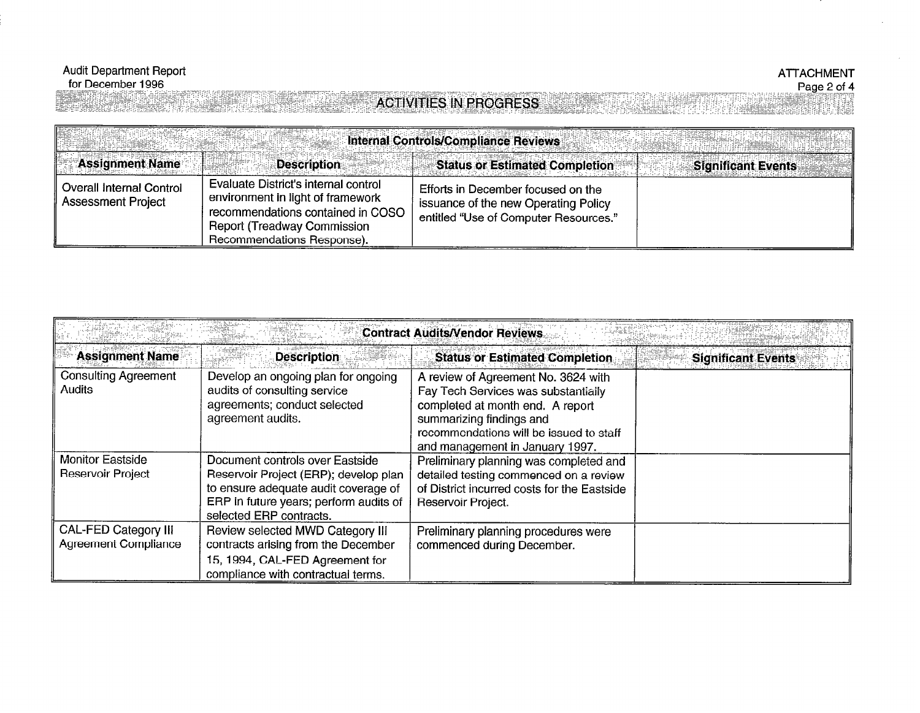Audit Department Report
for December 1996

ATTACHMENT

## ACTIVITIES IN PROGRESS

| Internal Controls/Compliance Reviews | | | |
|---|---|---|---|
| **Assignment Name** | **Description** | **Status or Estimated Completion** | **Significant Events** |
| Overall Internal Control Assessment Project | Evaluate District's internal control environment in light of framework recommendations contained in COSO Report (Treadway Commission Recommendations Response). | Efforts in December focused on the issuance of the new Operating Policy entitled "Use of Computer Resources." | |

| Contract Audits/Vendor Reviews | | | |
|---|---|---|---|
| **Assignment Name** | **Description** | **Status or Estimated Completion** | **Significant Events** |
| Consulting Agreement Audits | Develop an ongoing plan for ongoing audits of consulting service agreements; conduct selected agreement audits. | A review of Agreement No. 3624 with Fay Tech Services was substantially completed at month end. A report summarizing findings and recommendations will be issued to staff and management in January 1997. | |
| Monitor Eastside Reservoir Project | Document controls over Eastside Reservoir Project (ERP); develop plan to ensure adequate audit coverage of ERP in future years; perform audits of selected ERP contracts. | Preliminary planning was completed and detailed testing commenced on a review of District incurred costs for the Eastside Reservoir Project. | |
| CAL-FED Category III Agreement Compliance | Review selected MWD Category III contracts arising from the December 15, 1994, CAL-FED Agreement for compliance with contractual terms. | Preliminary planning procedures were commenced during December. | |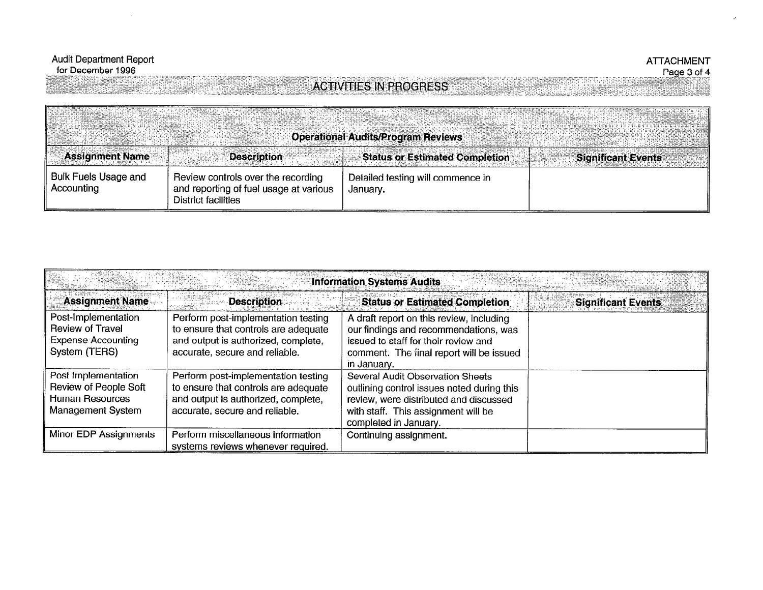Audit Department Report
for December 1996

ATTACHMENT

# ACTIVITIES IN PROGRESS

| Operational Audits/Program Reviews | | | |
|---|---|---|---|
| **Assignment Name** | **Description** | **Status or Estimated Completion** | **Significant Events** |
| Bulk Fuels Usage and Accounting | Review controls over the recording and reporting of fuel usage at various District facilities | Detailed testing will commence in January. | |

| Information Systems Audits | | | |
|---|---|---|---|
| **Assignment Name** | **Description** | **Status or Estimated Completion** | **Significant Events** |
| Post-Implementation Review of Travel Expense Accounting System (TERS) | Perform post-implementation testing to ensure that controls are adequate and output is authorized, complete, accurate, secure and reliable. | A draft report on this review, including our findings and recommendations, was issued to staff for their review and comment. The final report will be issued in January. | |
| Post Implementation Review of People Soft Human Resources Management System | Perform post-implementation testing to ensure that controls are adequate and output is authorized, complete, accurate, secure and reliable. | Several Audit Observation Sheets outlining control issues noted during this review, were distributed and discussed with staff. This assignment will be completed in January. | |
| Minor EDP Assignments | Perform miscellaneous information systems reviews whenever required. | Continuing assignment. | |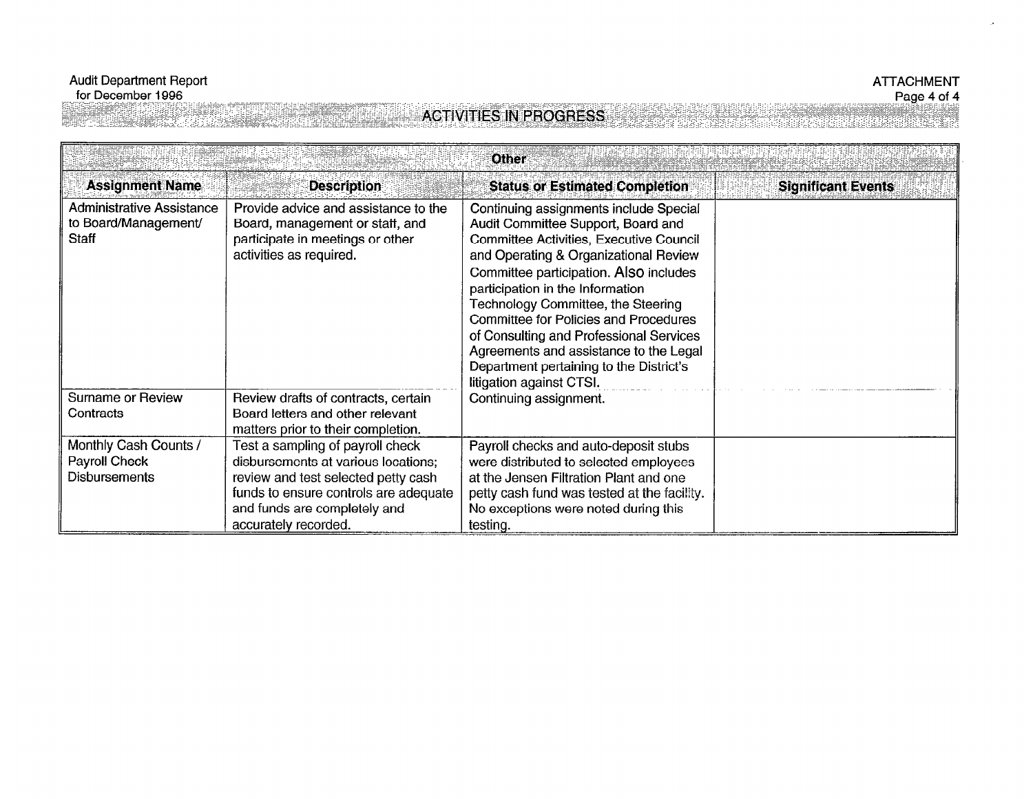Audit Department Report
for December 1996

ATTACHMENT

## ACTIVITIES IN PROGRESS

| Other | | | |
|---|---|---|---|
| **Assignment Name** | **Description** | **Status or Estimated Completion** | **Significant Events** |
| Administrative Assistance to Board/Management/ Staff | Provide advice and assistance to the Board, management or staff, and participate in meetings or other activities as required. | Continuing assignments include Special Audit Committee Support, Board and Committee Activities, Executive Council and Operating & Organizational Review Committee participation. Also includes participation in the Information Technology Committee, the Steering Committee for Policies and Procedures of Consulting and Professional Services Agreements and assistance to the Legal Department pertaining to the District's litigation against CTSI. | |
| Surname or Review Contracts | Review drafts of contracts, certain Board letters and other relevant matters prior to their completion. | Continuing assignment. | |
| Monthly Cash Counts / Payroll Check Disbursements | Test a sampling of payroll check disbursements at various locations; review and test selected petty cash funds to ensure controls are adequate and funds are completely and accurately recorded. | Payroll checks and auto-deposit stubs were distributed to selected employees at the Jensen Filtration Plant and one petty cash fund was tested at the facility. No exceptions were noted during this testing. | |